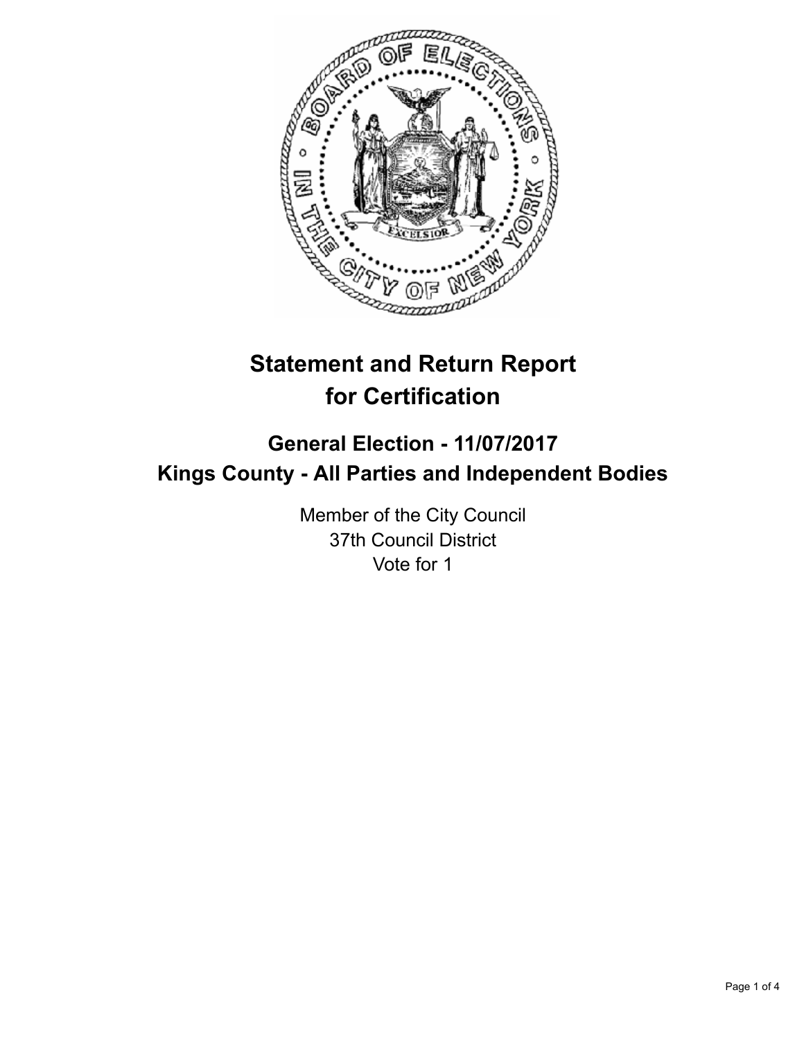# Statement and Return Report for Certification

## General Election - 11/07/2017
## Kings County - All Parties and Independent Bodies

Member of the City Council
37th Council District
Vote for 1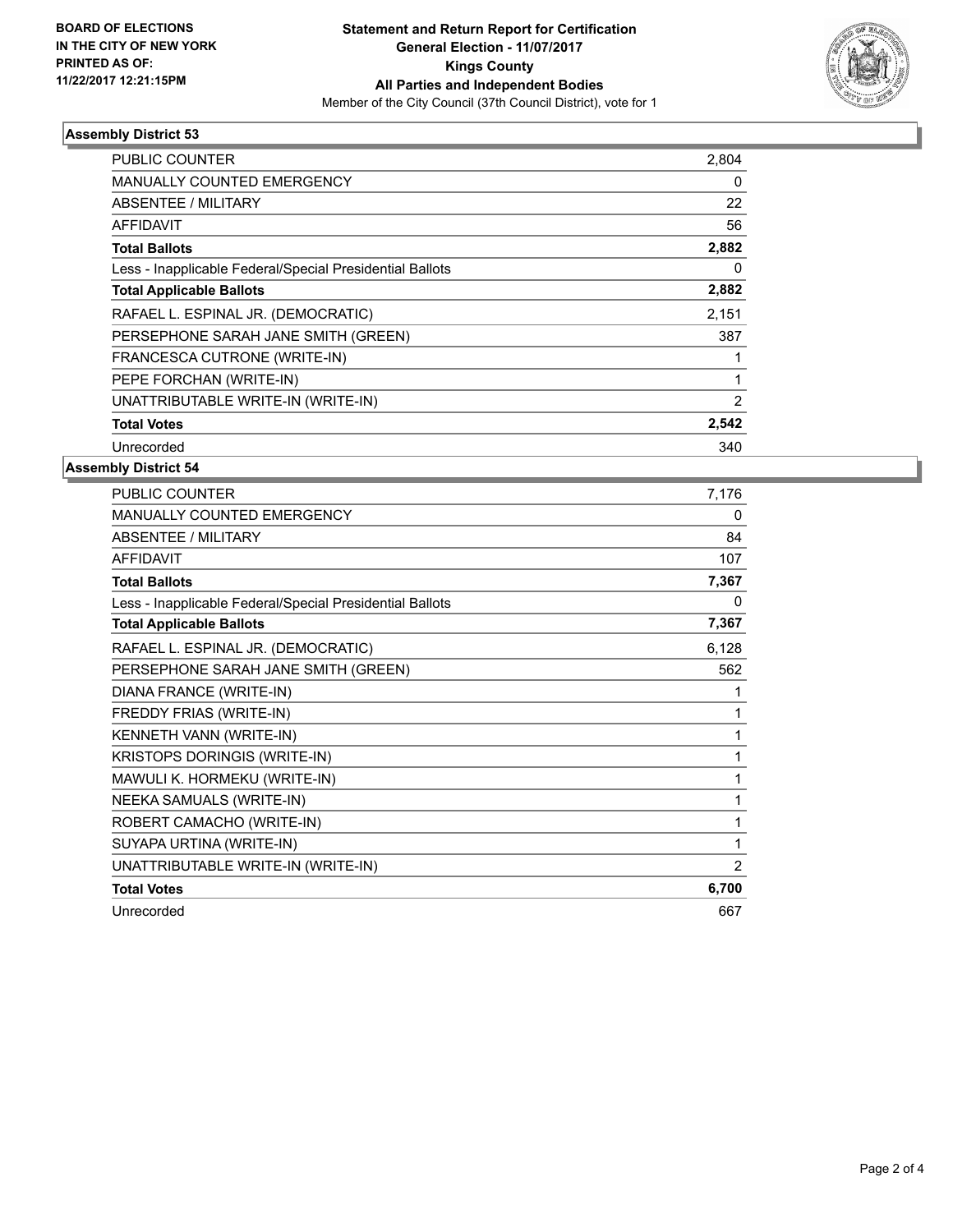**BOARD OF ELECTIONS IN THE CITY OF NEW YORK PRINTED AS OF: 11/22/2017 12:21:15PM**

**Statement and Return Report for Certification General Election - 11/07/2017 Kings County All Parties and Independent Bodies**

Member of the City Council (37th Council District), vote for 1

## Assembly District 53

| | |
|---|---|
| PUBLIC COUNTER | 2,804 |
| MANUALLY COUNTED EMERGENCY | 0 |
| ABSENTEE / MILITARY | 22 |
| AFFIDAVIT | 56 |
| **Total Ballots** | **2,882** |
| Less - Inapplicable Federal/Special Presidential Ballots | 0 |
| **Total Applicable Ballots** | **2,882** |
| RAFAEL L. ESPINAL JR. (DEMOCRATIC) | 2,151 |
| PERSEPHONE SARAH JANE SMITH (GREEN) | 387 |
| FRANCESCA CUTRONE (WRITE-IN) | 1 |
| PEPE FORCHAN (WRITE-IN) | 1 |
| UNATTRIBUTABLE WRITE-IN (WRITE-IN) | 2 |
| **Total Votes** | **2,542** |
| Unrecorded | 340 |

## Assembly District 54

| | |
|---|---|
| PUBLIC COUNTER | 7,176 |
| MANUALLY COUNTED EMERGENCY | 0 |
| ABSENTEE / MILITARY | 84 |
| AFFIDAVIT | 107 |
| **Total Ballots** | **7,367** |
| Less - Inapplicable Federal/Special Presidential Ballots | 0 |
| **Total Applicable Ballots** | **7,367** |
| RAFAEL L. ESPINAL JR. (DEMOCRATIC) | 6,128 |
| PERSEPHONE SARAH JANE SMITH (GREEN) | 562 |
| DIANA FRANCE (WRITE-IN) | 1 |
| FREDDY FRIAS (WRITE-IN) | 1 |
| KENNETH VANN (WRITE-IN) | 1 |
| KRISTOPS DORINGIS (WRITE-IN) | 1 |
| MAWULI K. HORMEKU (WRITE-IN) | 1 |
| NEEKA SAMUALS (WRITE-IN) | 1 |
| ROBERT CAMACHO (WRITE-IN) | 1 |
| SUYAPA URTINA (WRITE-IN) | 1 |
| UNATTRIBUTABLE WRITE-IN (WRITE-IN) | 2 |
| **Total Votes** | **6,700** |
| Unrecorded | 667 |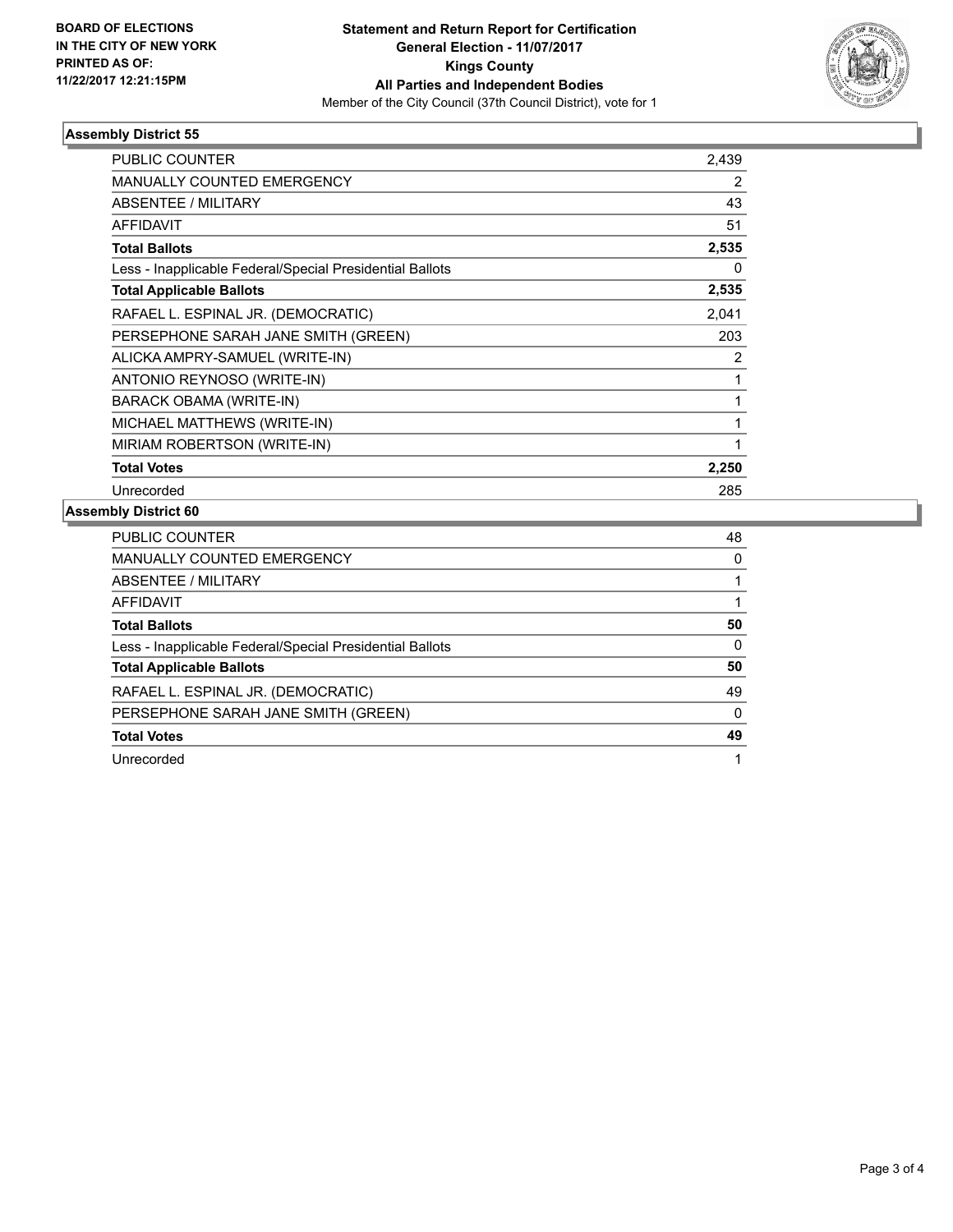**BOARD OF ELECTIONS IN THE CITY OF NEW YORK PRINTED AS OF: 11/22/2017 12:21:15PM**

**Statement and Return Report for Certification**
**General Election - 11/07/2017**
**Kings County**
**All Parties and Independent Bodies**
Member of the City Council (37th Council District), vote for 1

### Assembly District 55

| | |
|---|---|
| PUBLIC COUNTER | 2,439 |
| MANUALLY COUNTED EMERGENCY | 2 |
| ABSENTEE / MILITARY | 43 |
| AFFIDAVIT | 51 |
| **Total Ballots** | **2,535** |
| Less - Inapplicable Federal/Special Presidential Ballots | 0 |
| **Total Applicable Ballots** | **2,535** |
| RAFAEL L. ESPINAL JR. (DEMOCRATIC) | 2,041 |
| PERSEPHONE SARAH JANE SMITH (GREEN) | 203 |
| ALICKA AMPRY-SAMUEL (WRITE-IN) | 2 |
| ANTONIO REYNOSO (WRITE-IN) | 1 |
| BARACK OBAMA (WRITE-IN) | 1 |
| MICHAEL MATTHEWS (WRITE-IN) | 1 |
| MIRIAM ROBERTSON (WRITE-IN) | 1 |
| **Total Votes** | **2,250** |
| Unrecorded | 285 |

### Assembly District 60

| | |
|---|---|
| PUBLIC COUNTER | 48 |
| MANUALLY COUNTED EMERGENCY | 0 |
| ABSENTEE / MILITARY | 1 |
| AFFIDAVIT | 1 |
| **Total Ballots** | **50** |
| Less - Inapplicable Federal/Special Presidential Ballots | 0 |
| **Total Applicable Ballots** | **50** |
| RAFAEL L. ESPINAL JR. (DEMOCRATIC) | 49 |
| PERSEPHONE SARAH JANE SMITH (GREEN) | 0 |
| **Total Votes** | **49** |
| Unrecorded | 1 |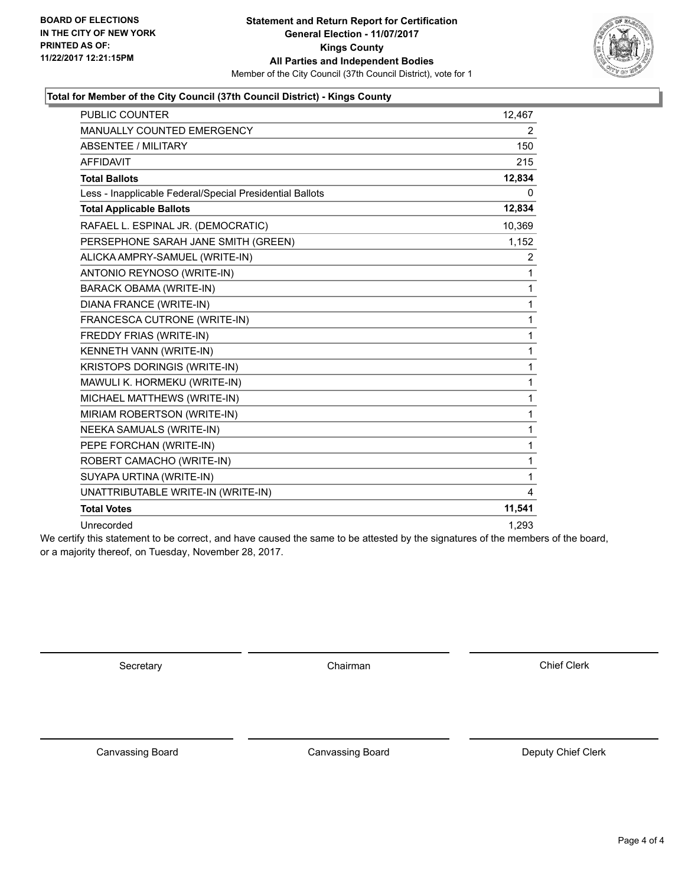**BOARD OF ELECTIONS IN THE CITY OF NEW YORK PRINTED AS OF: 11/22/2017 12:21:15PM**

**Statement and Return Report for Certification**
**General Election - 11/07/2017**
**Kings County**
**All Parties and Independent Bodies**
Member of the City Council (37th Council District), vote for 1

**Total for Member of the City Council (37th Council District) - Kings County**

| | |
|---|---|
| PUBLIC COUNTER | 12,467 |
| MANUALLY COUNTED EMERGENCY | 2 |
| ABSENTEE / MILITARY | 150 |
| AFFIDAVIT | 215 |
| **Total Ballots** | **12,834** |
| Less - Inapplicable Federal/Special Presidential Ballots | 0 |
| **Total Applicable Ballots** | **12,834** |
| RAFAEL L. ESPINAL JR. (DEMOCRATIC) | 10,369 |
| PERSEPHONE SARAH JANE SMITH (GREEN) | 1,152 |
| ALICKA AMPRY-SAMUEL (WRITE-IN) | 2 |
| ANTONIO REYNOSO (WRITE-IN) | 1 |
| BARACK OBAMA (WRITE-IN) | 1 |
| DIANA FRANCE (WRITE-IN) | 1 |
| FRANCESCA CUTRONE (WRITE-IN) | 1 |
| FREDDY FRIAS (WRITE-IN) | 1 |
| KENNETH VANN (WRITE-IN) | 1 |
| KRISTOPS DORINGIS (WRITE-IN) | 1 |
| MAWULI K. HORMEKU (WRITE-IN) | 1 |
| MICHAEL MATTHEWS (WRITE-IN) | 1 |
| MIRIAM ROBERTSON (WRITE-IN) | 1 |
| NEEKA SAMUALS (WRITE-IN) | 1 |
| PEPE FORCHAN (WRITE-IN) | 1 |
| ROBERT CAMACHO (WRITE-IN) | 1 |
| SUYAPA URTINA (WRITE-IN) | 1 |
| UNATTRIBUTABLE WRITE-IN (WRITE-IN) | 4 |
| **Total Votes** | **11,541** |
| Unrecorded | 1,293 |

We certify this statement to be correct, and have caused the same to be attested by the signatures of the members of the board, or a majority thereof, on Tuesday, November 28, 2017.

Secretary

Chairman

Chief Clerk

Canvassing Board

Canvassing Board

Deputy Chief Clerk